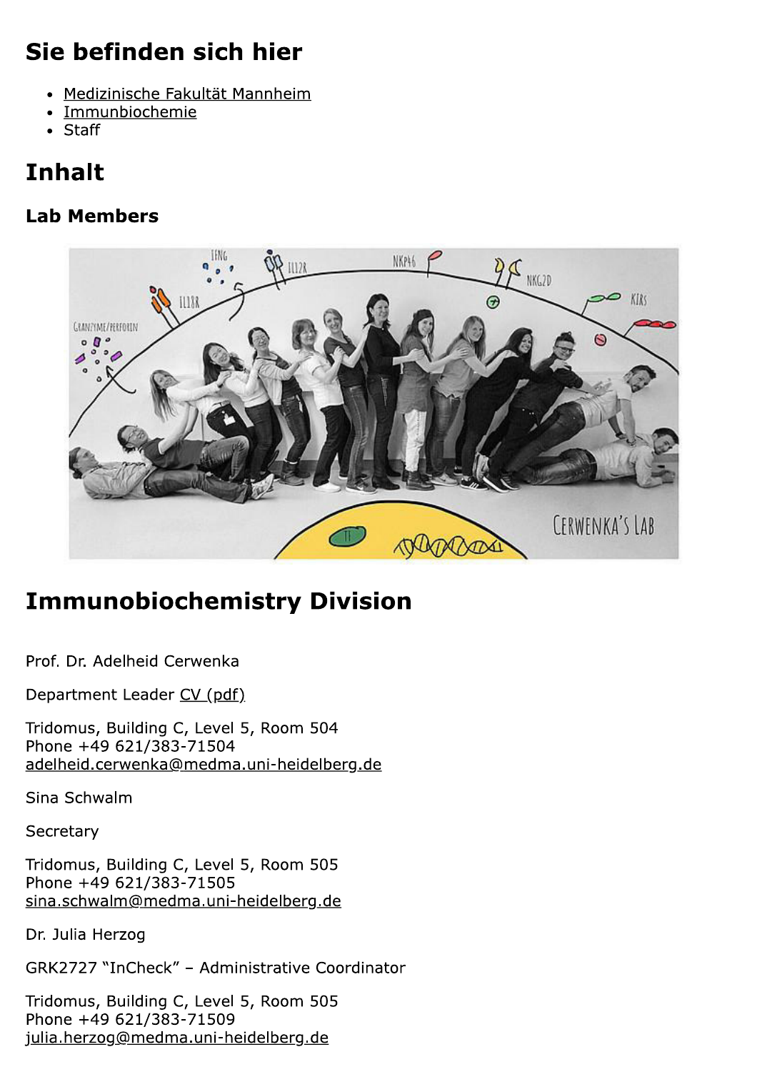## Sie befinden sich hier

- Medizinische Fakultät Mannheim
- Immunbiochemie
- Staff

## Inhalt

### Lab Members

## Immunobiochemistry Division

Prof. Dr. Adelheid Cerwenka

Department Leader CV (pdf)

Tridomus, Building C, Level 5, Room 504
Phone +49 621/383-71504
adelheid.cerwenka@medma.uni-heidelberg.de

Sina Schwalm

Secretary

Tridomus, Building C, Level 5, Room 505
Phone +49 621/383-71505
sina.schwalm@medma.uni-heidelberg.de

Dr. Julia Herzog

GRK2727 "InCheck" – Administrative Coordinator

Tridomus, Building C, Level 5, Room 505
Phone +49 621/383-71509
julia.herzog@medma.uni-heidelberg.de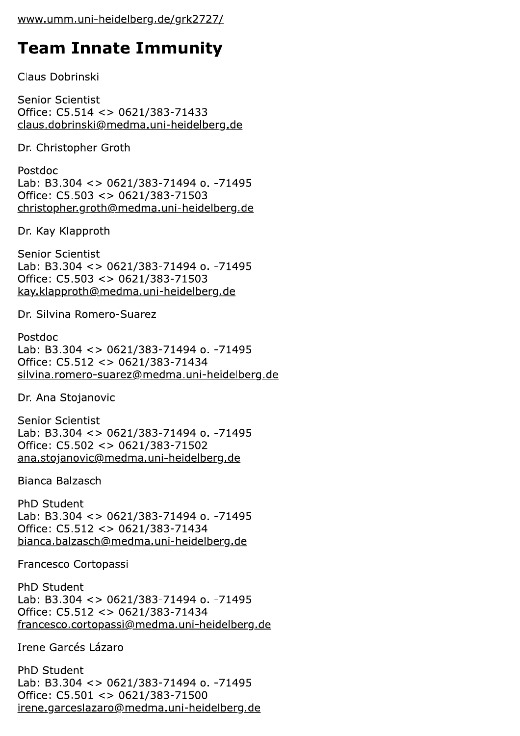www.umm.uni-heidelberg.de/grk2727/

# Team Innate Immunity

Claus Dobrinski

Senior Scientist
Office: C5.514 <> 0621/383-71433
claus.dobrinski@medma.uni-heidelberg.de

Dr. Christopher Groth

Postdoc
Lab: B3.304 <> 0621/383-71494 o. -71495
Office: C5.503 <> 0621/383-71503
christopher.groth@medma.uni-heidelberg.de

Dr. Kay Klapproth

Senior Scientist
Lab: B3.304 <> 0621/383-71494 o. -71495
Office: C5.503 <> 0621/383-71503
kay.klapproth@medma.uni-heidelberg.de

Dr. Silvina Romero-Suarez

Postdoc
Lab: B3.304 <> 0621/383-71494 o. -71495
Office: C5.512 <> 0621/383-71434
silvina.romero-suarez@medma.uni-heidelberg.de

Dr. Ana Stojanovic

Senior Scientist
Lab: B3.304 <> 0621/383-71494 o. -71495
Office: C5.502 <> 0621/383-71502
ana.stojanovic@medma.uni-heidelberg.de

Bianca Balzasch

PhD Student
Lab: B3.304 <> 0621/383-71494 o. -71495
Office: C5.512 <> 0621/383-71434
bianca.balzasch@medma.uni-heidelberg.de

Francesco Cortopassi

PhD Student
Lab: B3.304 <> 0621/383-71494 o. -71495
Office: C5.512 <> 0621/383-71434
francesco.cortopassi@medma.uni-heidelberg.de

Irene Garcés Lázaro

PhD Student
Lab: B3.304 <> 0621/383-71494 o. -71495
Office: C5.501 <> 0621/383-71500
irene.garceslazaro@medma.uni-heidelberg.de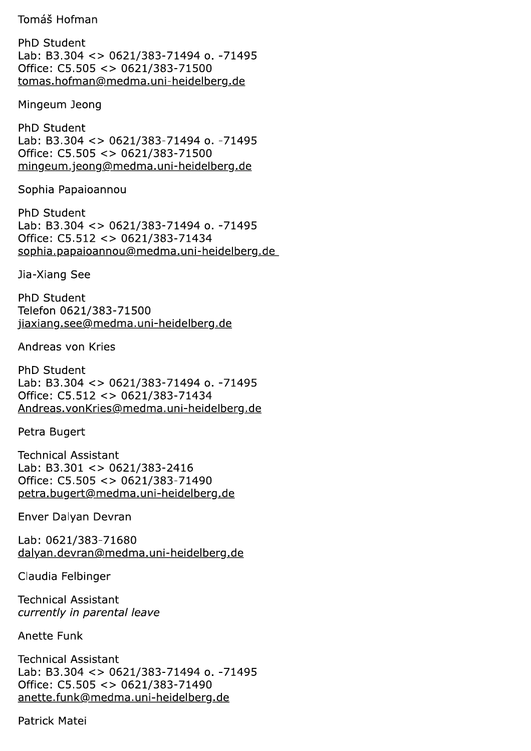Tomáš Hofman

PhD Student
Lab: B3.304 <> 0621/383-71494 o. -71495
Office: C5.505 <> 0621/383-71500
tomas.hofman@medma.uni-heidelberg.de

Mingeum Jeong

PhD Student
Lab: B3.304 <> 0621/383-71494 o. -71495
Office: C5.505 <> 0621/383-71500
mingeum.jeong@medma.uni-heidelberg.de

Sophia Papaioannou

PhD Student
Lab: B3.304 <> 0621/383-71494 o. -71495
Office: C5.512 <> 0621/383-71434
sophia.papaioannou@medma.uni-heidelberg.de

Jia-Xiang See

PhD Student
Telefon 0621/383-71500
jiaxiang.see@medma.uni-heidelberg.de

Andreas von Kries

PhD Student
Lab: B3.304 <> 0621/383-71494 o. -71495
Office: C5.512 <> 0621/383-71434
Andreas.vonKries@medma.uni-heidelberg.de

Petra Bugert

Technical Assistant
Lab: B3.301 <> 0621/383-2416
Office: C5.505 <> 0621/383-71490
petra.bugert@medma.uni-heidelberg.de

Enver Dalyan Devran

Lab: 0621/383-71680
dalyan.devran@medma.uni-heidelberg.de

Claudia Felbinger

Technical Assistant
*currently in parental leave*

Anette Funk

Technical Assistant
Lab: B3.304 <> 0621/383-71494 o. -71495
Office: C5.505 <> 0621/383-71490
anette.funk@medma.uni-heidelberg.de

Patrick Matei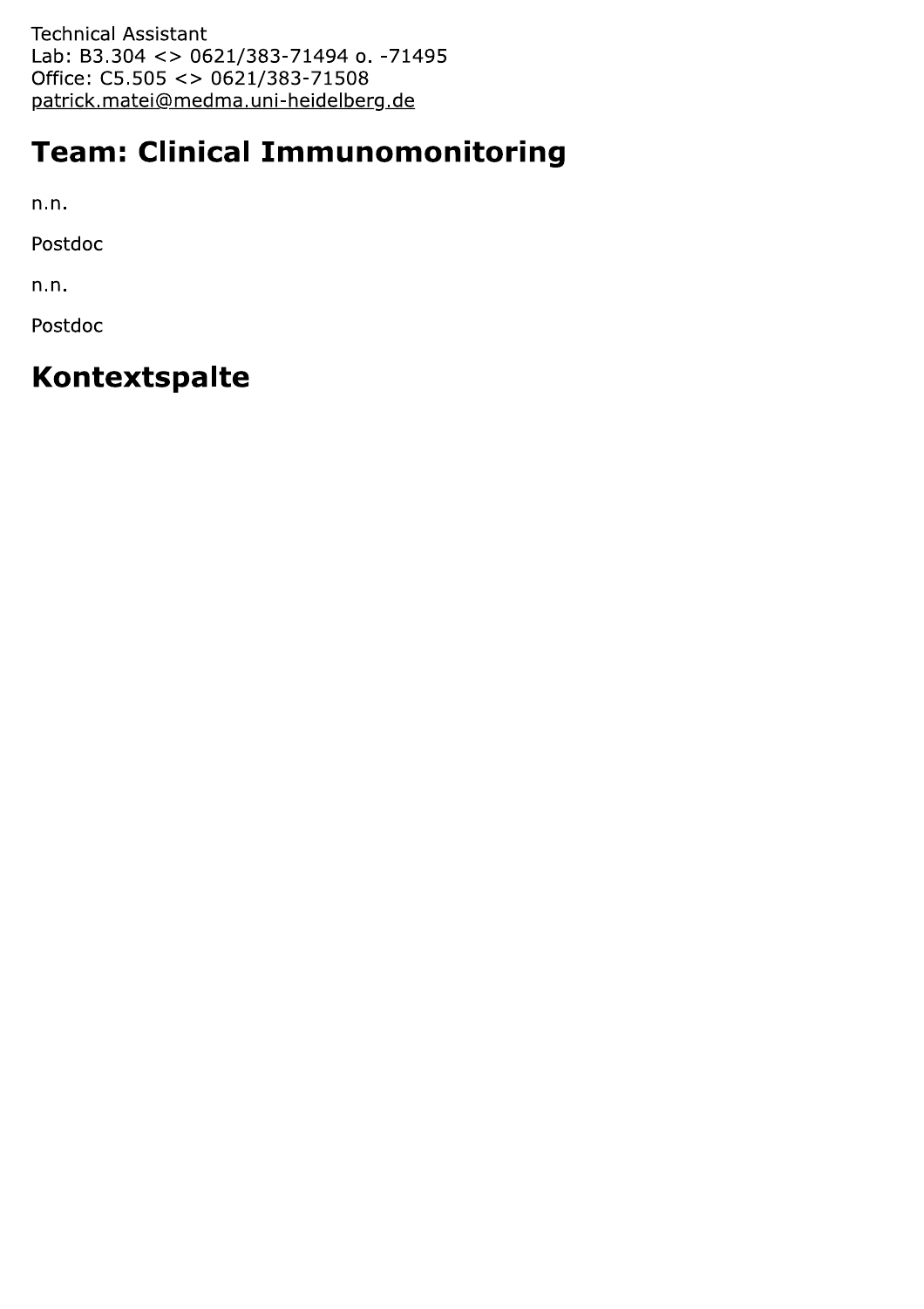Technical Assistant
Lab: B3.304 <> 0621/383-71494 o. -71495
Office: C5.505 <> 0621/383-71508
patrick.matei@medma.uni-heidelberg.de

## Team: Clinical Immunomonitoring

n.n.

Postdoc

n.n.

Postdoc

## Kontextspalte